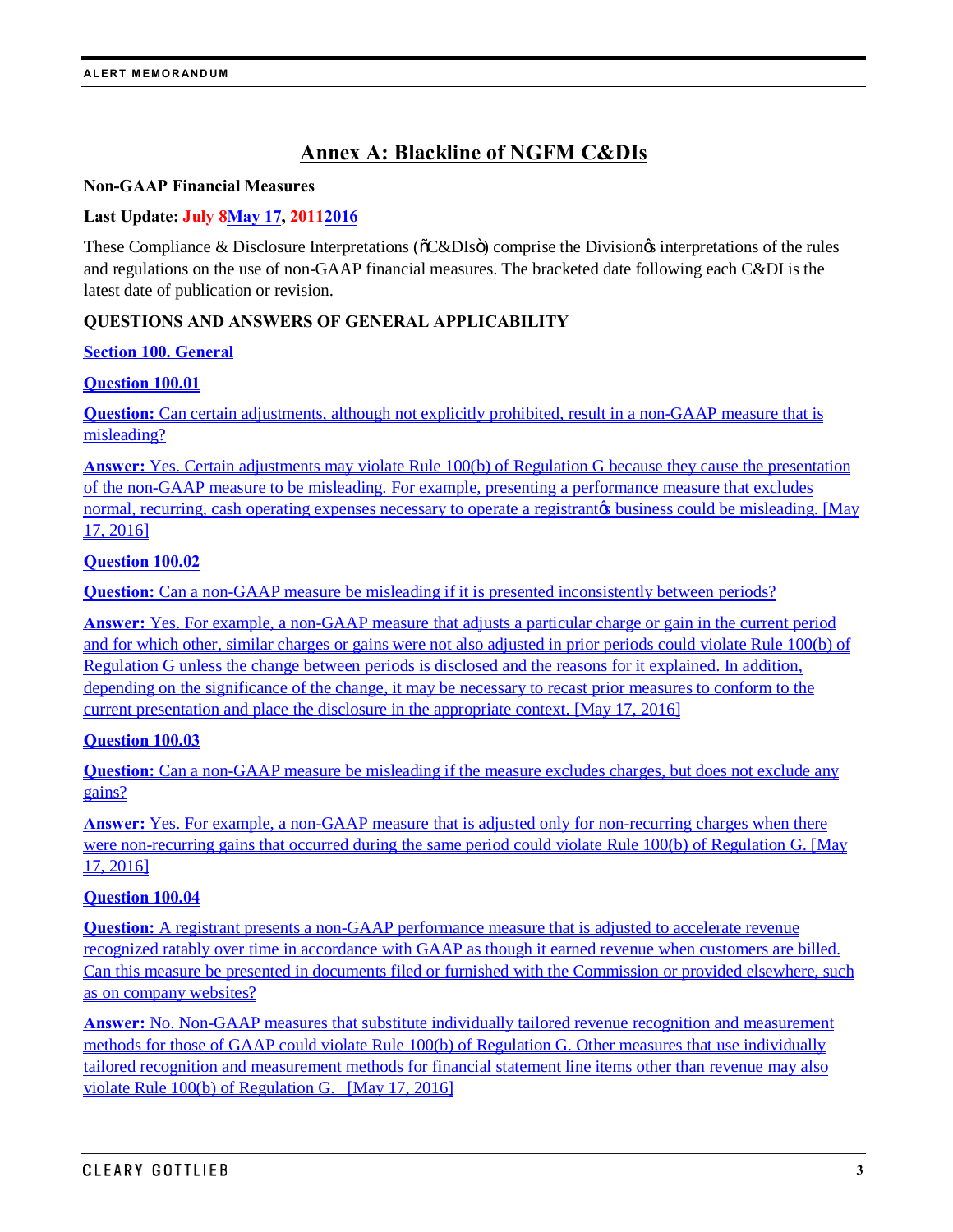# Annex A: Blackline of NGFM C&DIs

**Non-GAAP Financial Measures**

**Last Update: ~~July 8~~May 17, ~~2011~~2016**

These Compliance & Disclosure Interpretations ("C&DIs") comprise the Division's interpretations of the rules and regulations on the use of non-GAAP financial measures. The bracketed date following each C&DI is the latest date of publication or revision.

**QUESTIONS AND ANSWERS OF GENERAL APPLICABILITY**

**Section 100. General**

**Question 100.01**

**Question:** Can certain adjustments, although not explicitly prohibited, result in a non-GAAP measure that is misleading?

**Answer:** Yes. Certain adjustments may violate Rule 100(b) of Regulation G because they cause the presentation of the non-GAAP measure to be misleading. For example, presenting a performance measure that excludes normal, recurring, cash operating expenses necessary to operate a registrant's business could be misleading. [May 17, 2016]

**Question 100.02**

**Question:** Can a non-GAAP measure be misleading if it is presented inconsistently between periods?

**Answer:** Yes. For example, a non-GAAP measure that adjusts a particular charge or gain in the current period and for which other, similar charges or gains were not also adjusted in prior periods could violate Rule 100(b) of Regulation G unless the change between periods is disclosed and the reasons for it explained. In addition, depending on the significance of the change, it may be necessary to recast prior measures to conform to the current presentation and place the disclosure in the appropriate context. [May 17, 2016]

**Question 100.03**

**Question:** Can a non-GAAP measure be misleading if the measure excludes charges, but does not exclude any gains?

**Answer:** Yes. For example, a non-GAAP measure that is adjusted only for non-recurring charges when there were non-recurring gains that occurred during the same period could violate Rule 100(b) of Regulation G. [May 17, 2016]

**Question 100.04**

**Question:** A registrant presents a non-GAAP performance measure that is adjusted to accelerate revenue recognized ratably over time in accordance with GAAP as though it earned revenue when customers are billed. Can this measure be presented in documents filed or furnished with the Commission or provided elsewhere, such as on company websites?

**Answer:** No. Non-GAAP measures that substitute individually tailored revenue recognition and measurement methods for those of GAAP could violate Rule 100(b) of Regulation G. Other measures that use individually tailored recognition and measurement methods for financial statement line items other than revenue may also violate Rule 100(b) of Regulation G. [May 17, 2016]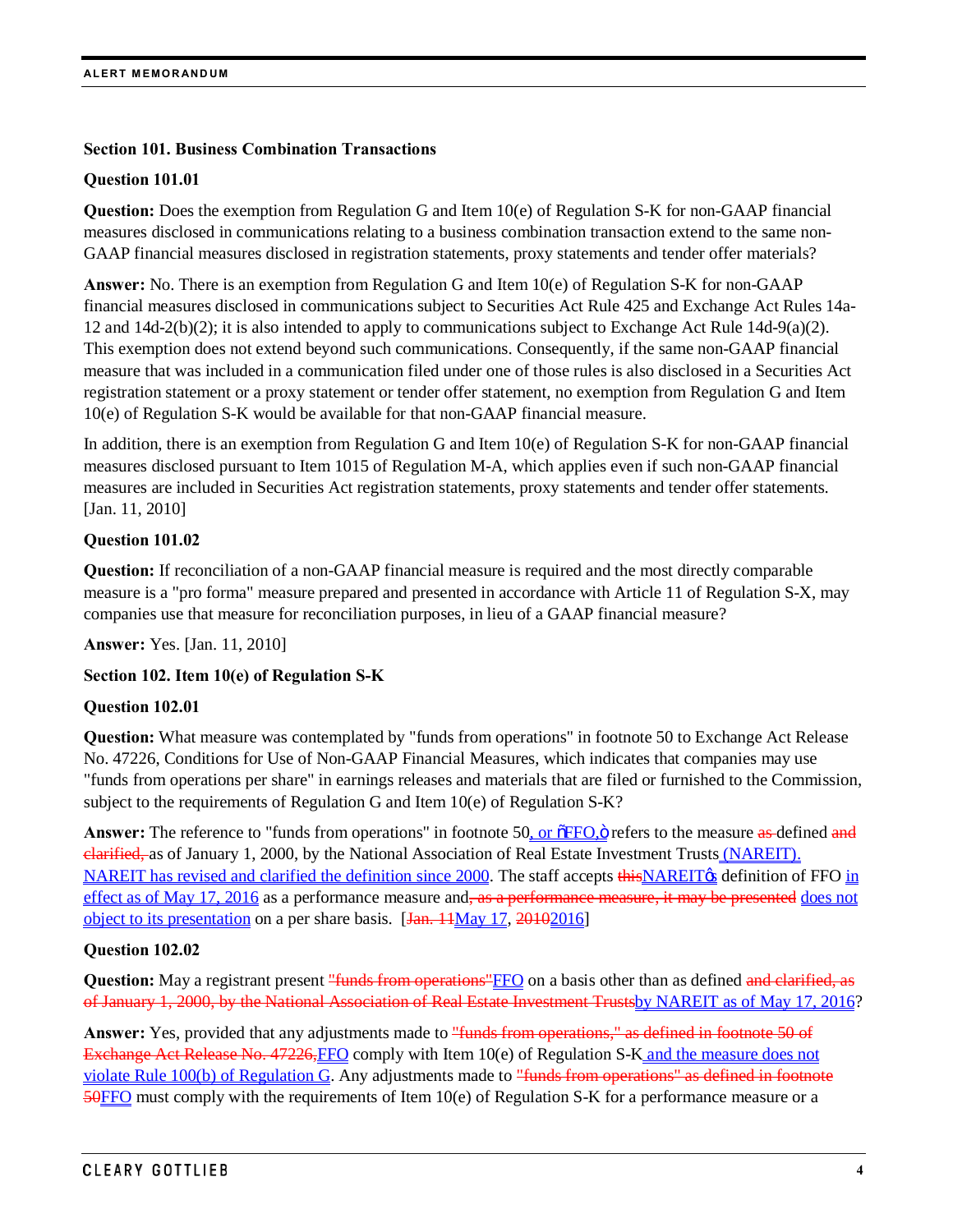**Section 101. Business Combination Transactions**

**Question 101.01**

**Question:** Does the exemption from Regulation G and Item 10(e) of Regulation S-K for non-GAAP financial measures disclosed in communications relating to a business combination transaction extend to the same non-GAAP financial measures disclosed in registration statements, proxy statements and tender offer materials?

**Answer:** No. There is an exemption from Regulation G and Item 10(e) of Regulation S-K for non-GAAP financial measures disclosed in communications subject to Securities Act Rule 425 and Exchange Act Rules 14a-12 and 14d-2(b)(2); it is also intended to apply to communications subject to Exchange Act Rule 14d-9(a)(2). This exemption does not extend beyond such communications. Consequently, if the same non-GAAP financial measure that was included in a communication filed under one of those rules is also disclosed in a Securities Act registration statement or a proxy statement or tender offer statement, no exemption from Regulation G and Item 10(e) of Regulation S-K would be available for that non-GAAP financial measure.

In addition, there is an exemption from Regulation G and Item 10(e) of Regulation S-K for non-GAAP financial measures disclosed pursuant to Item 1015 of Regulation M-A, which applies even if such non-GAAP financial measures are included in Securities Act registration statements, proxy statements and tender offer statements. [Jan. 11, 2010]

**Question 101.02**

**Question:** If reconciliation of a non-GAAP financial measure is required and the most directly comparable measure is a "pro forma" measure prepared and presented in accordance with Article 11 of Regulation S-X, may companies use that measure for reconciliation purposes, in lieu of a GAAP financial measure?

**Answer:** Yes. [Jan. 11, 2010]

**Section 102. Item 10(e) of Regulation S-K**

**Question 102.01**

**Question:** What measure was contemplated by "funds from operations" in footnote 50 to Exchange Act Release No. 47226, Conditions for Use of Non-GAAP Financial Measures, which indicates that companies may use "funds from operations per share" in earnings releases and materials that are filed or furnished to the Commission, subject to the requirements of Regulation G and Item 10(e) of Regulation S-K?

**Answer:** The reference to "funds from operations" in footnote 50, or "FFO," refers to the measure ~~as~~ defined ~~and clarified,~~ as of January 1, 2000, by the National Association of Real Estate Investment Trusts (NAREIT). NAREIT has revised and clarified the definition since 2000. The staff accepts ~~this~~NAREIT's definition of FFO in effect as of May 17, 2016 as a performance measure and~~, as a performance measure, it may be presented~~ does not object to its presentation on a per share basis. [~~Jan. 11~~May 17, ~~2010~~2016]

**Question 102.02**

**Question:** May a registrant present ~~"funds from operations"~~FFO on a basis other than as defined ~~and clarified, as of January 1, 2000, by the National Association of Real Estate Investment Trusts~~by NAREIT as of May 17, 2016?

**Answer:** Yes, provided that any adjustments made to ~~"funds from operations," as defined in footnote 50 of Exchange Act Release No. 47226,~~FFO comply with Item 10(e) of Regulation S-K and the measure does not violate Rule 100(b) of Regulation G. Any adjustments made to ~~"funds from operations" as defined in footnote 50~~FFO must comply with the requirements of Item 10(e) of Regulation S-K for a performance measure or a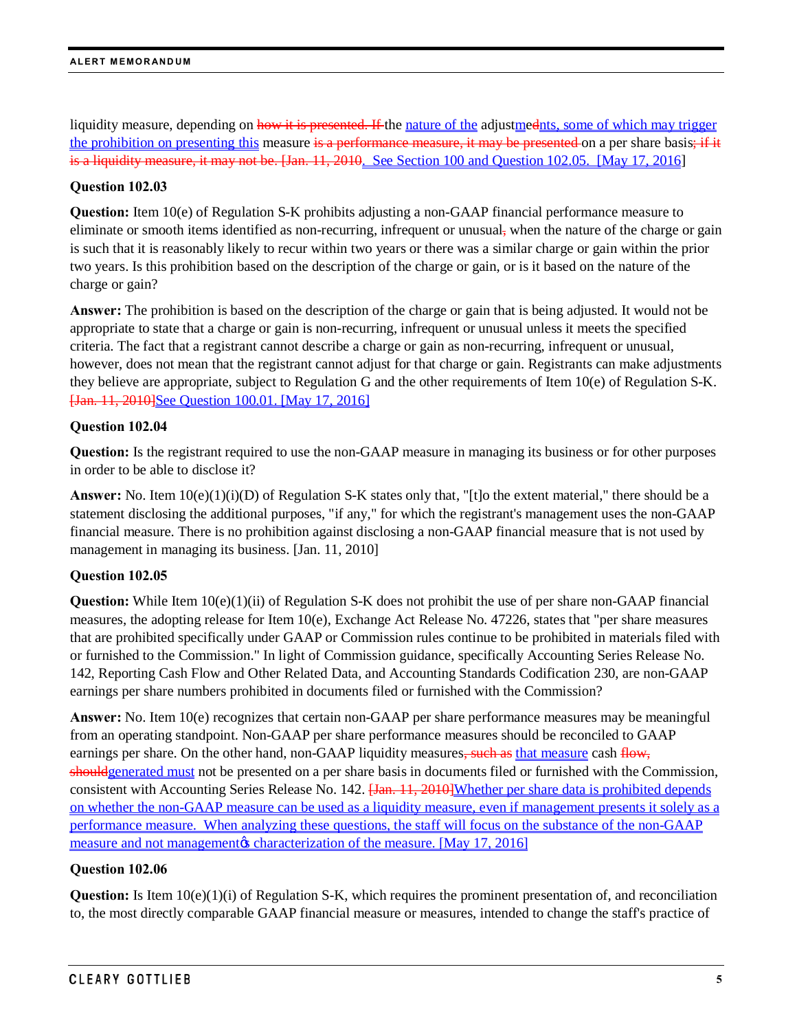liquidity measure, depending on ~~how it is presented. If~~ the nature of the adjustments, some of which may trigger the prohibition on presenting this measure ~~is a performance measure, it may be presented~~ on a per share basis~~; if it is a liquidity measure, it may not be. [Jan. 11, 2010~~. See Section 100 and Question 102.05. [May 17, 2016]

**Question 102.03**

**Question:** Item 10(e) of Regulation S-K prohibits adjusting a non-GAAP financial performance measure to eliminate or smooth items identified as non-recurring, infrequent or unusual~~,~~ when the nature of the charge or gain is such that it is reasonably likely to recur within two years or there was a similar charge or gain within the prior two years. Is this prohibition based on the description of the charge or gain, or is it based on the nature of the charge or gain?

**Answer:** The prohibition is based on the description of the charge or gain that is being adjusted. It would not be appropriate to state that a charge or gain is non-recurring, infrequent or unusual unless it meets the specified criteria. The fact that a registrant cannot describe a charge or gain as non-recurring, infrequent or unusual, however, does not mean that the registrant cannot adjust for that charge or gain. Registrants can make adjustments they believe are appropriate, subject to Regulation G and the other requirements of Item 10(e) of Regulation S-K. ~~[Jan. 11, 2010]~~See Question 100.01. [May 17, 2016]

**Question 102.04**

**Question:** Is the registrant required to use the non-GAAP measure in managing its business or for other purposes in order to be able to disclose it?

**Answer:** No. Item 10(e)(1)(i)(D) of Regulation S-K states only that, "[t]o the extent material," there should be a statement disclosing the additional purposes, "if any," for which the registrant's management uses the non-GAAP financial measure. There is no prohibition against disclosing a non-GAAP financial measure that is not used by management in managing its business. [Jan. 11, 2010]

**Question 102.05**

**Question:** While Item 10(e)(1)(ii) of Regulation S-K does not prohibit the use of per share non-GAAP financial measures, the adopting release for Item 10(e), Exchange Act Release No. 47226, states that "per share measures that are prohibited specifically under GAAP or Commission rules continue to be prohibited in materials filed with or furnished to the Commission." In light of Commission guidance, specifically Accounting Series Release No. 142, Reporting Cash Flow and Other Related Data, and Accounting Standards Codification 230, are non-GAAP earnings per share numbers prohibited in documents filed or furnished with the Commission?

**Answer:** No. Item 10(e) recognizes that certain non-GAAP per share performance measures may be meaningful from an operating standpoint. Non-GAAP per share performance measures should be reconciled to GAAP earnings per share. On the other hand, non-GAAP liquidity measures~~, such as~~ that measure cash ~~flow, should~~generated must not be presented on a per share basis in documents filed or furnished with the Commission, consistent with Accounting Series Release No. 142. ~~[Jan. 11, 2010]~~Whether per share data is prohibited depends on whether the non-GAAP measure can be used as a liquidity measure, even if management presents it solely as a performance measure. When analyzing these questions, the staff will focus on the substance of the non-GAAP measure and not management's characterization of the measure. [May 17, 2016]

**Question 102.06**

**Question:** Is Item 10(e)(1)(i) of Regulation S-K, which requires the prominent presentation of, and reconciliation to, the most directly comparable GAAP financial measure or measures, intended to change the staff's practice of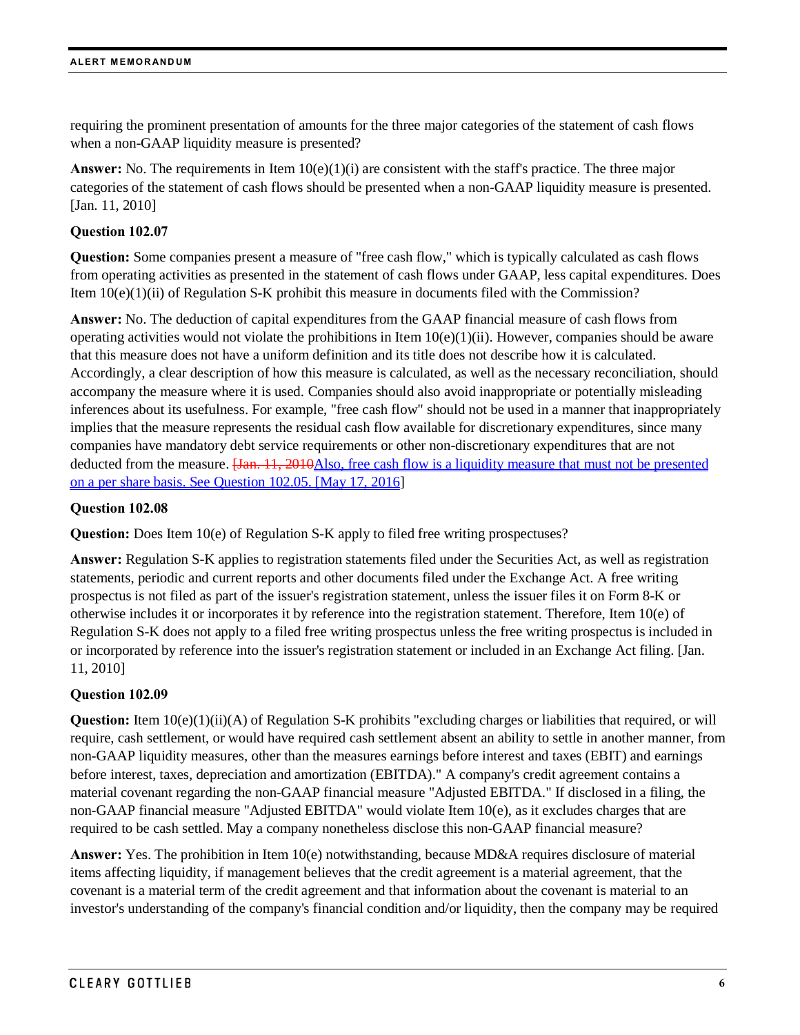requiring the prominent presentation of amounts for the three major categories of the statement of cash flows when a non-GAAP liquidity measure is presented?

**Answer:** No. The requirements in Item 10(e)(1)(i) are consistent with the staff's practice. The three major categories of the statement of cash flows should be presented when a non-GAAP liquidity measure is presented. [Jan. 11, 2010]

**Question 102.07**

**Question:** Some companies present a measure of "free cash flow," which is typically calculated as cash flows from operating activities as presented in the statement of cash flows under GAAP, less capital expenditures. Does Item 10(e)(1)(ii) of Regulation S-K prohibit this measure in documents filed with the Commission?

**Answer:** No. The deduction of capital expenditures from the GAAP financial measure of cash flows from operating activities would not violate the prohibitions in Item 10(e)(1)(ii). However, companies should be aware that this measure does not have a uniform definition and its title does not describe how it is calculated. Accordingly, a clear description of how this measure is calculated, as well as the necessary reconciliation, should accompany the measure where it is used. Companies should also avoid inappropriate or potentially misleading inferences about its usefulness. For example, "free cash flow" should not be used in a manner that inappropriately implies that the measure represents the residual cash flow available for discretionary expenditures, since many companies have mandatory debt service requirements or other non-discretionary expenditures that are not deducted from the measure. ~~[Jan. 11, 2010~~Also, free cash flow is a liquidity measure that must not be presented on a per share basis. See Question 102.05. [May 17, 2016]

**Question 102.08**

**Question:** Does Item 10(e) of Regulation S-K apply to filed free writing prospectuses?

**Answer:** Regulation S-K applies to registration statements filed under the Securities Act, as well as registration statements, periodic and current reports and other documents filed under the Exchange Act. A free writing prospectus is not filed as part of the issuer's registration statement, unless the issuer files it on Form 8-K or otherwise includes it or incorporates it by reference into the registration statement. Therefore, Item 10(e) of Regulation S-K does not apply to a filed free writing prospectus unless the free writing prospectus is included in or incorporated by reference into the issuer's registration statement or included in an Exchange Act filing. [Jan. 11, 2010]

**Question 102.09**

**Question:** Item 10(e)(1)(ii)(A) of Regulation S-K prohibits "excluding charges or liabilities that required, or will require, cash settlement, or would have required cash settlement absent an ability to settle in another manner, from non-GAAP liquidity measures, other than the measures earnings before interest and taxes (EBIT) and earnings before interest, taxes, depreciation and amortization (EBITDA)." A company's credit agreement contains a material covenant regarding the non-GAAP financial measure "Adjusted EBITDA." If disclosed in a filing, the non-GAAP financial measure "Adjusted EBITDA" would violate Item 10(e), as it excludes charges that are required to be cash settled. May a company nonetheless disclose this non-GAAP financial measure?

**Answer:** Yes. The prohibition in Item 10(e) notwithstanding, because MD&A requires disclosure of material items affecting liquidity, if management believes that the credit agreement is a material agreement, that the covenant is a material term of the credit agreement and that information about the covenant is material to an investor's understanding of the company's financial condition and/or liquidity, then the company may be required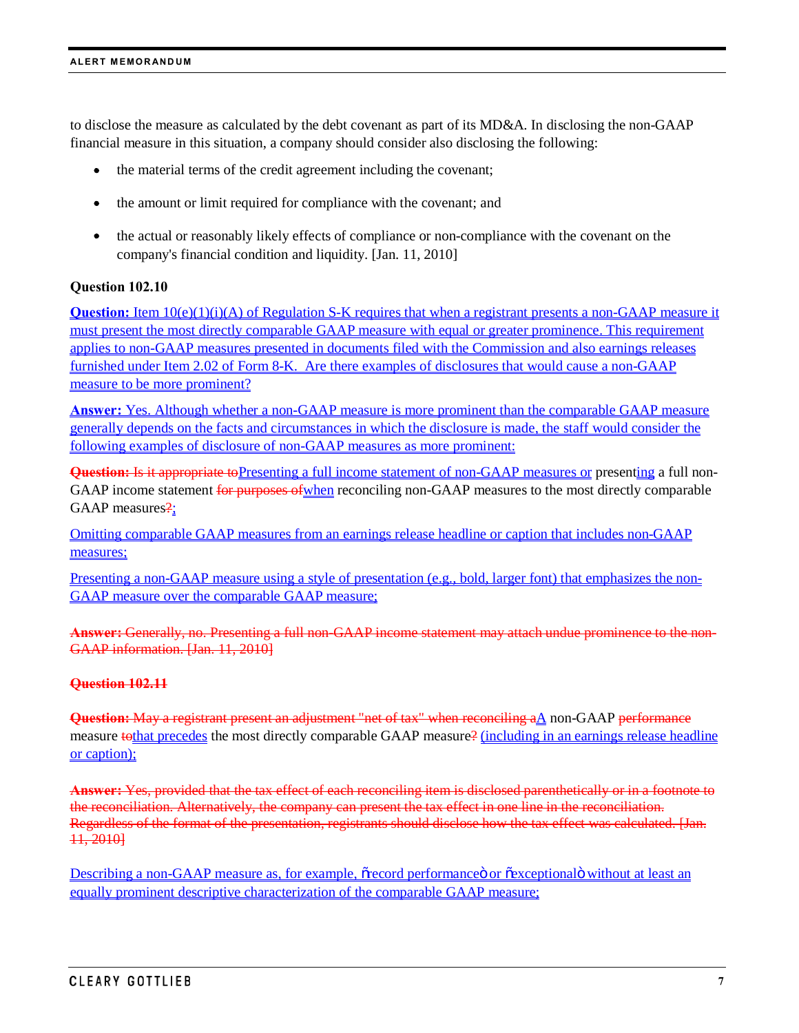to disclose the measure as calculated by the debt covenant as part of its MD&A. In disclosing the non-GAAP financial measure in this situation, a company should consider also disclosing the following:

- the material terms of the credit agreement including the covenant;
- the amount or limit required for compliance with the covenant; and
- the actual or reasonably likely effects of compliance or non-compliance with the covenant on the company's financial condition and liquidity. [Jan. 11, 2010]

**Question 102.10**

**Question:** Item 10(e)(1)(i)(A) of Regulation S-K requires that when a registrant presents a non-GAAP measure it must present the most directly comparable GAAP measure with equal or greater prominence. This requirement applies to non-GAAP measures presented in documents filed with the Commission and also earnings releases furnished under Item 2.02 of Form 8-K. Are there examples of disclosures that would cause a non-GAAP measure to be more prominent?

**Answer:** Yes. Although whether a non-GAAP measure is more prominent than the comparable GAAP measure generally depends on the facts and circumstances in which the disclosure is made, the staff would consider the following examples of disclosure of non-GAAP measures as more prominent:

~~**Question:** Is it appropriate to~~Presenting a full income statement of non-GAAP measures or presenting a full non-GAAP income statement ~~for purposes of~~when reconciling non-GAAP measures to the most directly comparable GAAP measures~~?~~;

Omitting comparable GAAP measures from an earnings release headline or caption that includes non-GAAP measures;

Presenting a non-GAAP measure using a style of presentation (e.g., bold, larger font) that emphasizes the non-GAAP measure over the comparable GAAP measure;

~~**Answer:** Generally, no. Presenting a full non-GAAP income statement may attach undue prominence to the non-GAAP information. [Jan. 11, 2010]~~

~~**Question 102.11**~~

~~**Question:** May a registrant present an adjustment "net of tax" when reconciling a~~A non-GAAP ~~performance~~ measure ~~to~~that precedes the most directly comparable GAAP measure~~?~~ (including in an earnings release headline or caption);

~~**Answer:** Yes, provided that the tax effect of each reconciling item is disclosed parenthetically or in a footnote to the reconciliation. Alternatively, the company can present the tax effect in one line in the reconciliation. Regardless of the format of the presentation, registrants should disclose how the tax effect was calculated. [Jan. 11, 2010]~~

Describing a non-GAAP measure as, for example, "record performance" or "exceptional" without at least an equally prominent descriptive characterization of the comparable GAAP measure;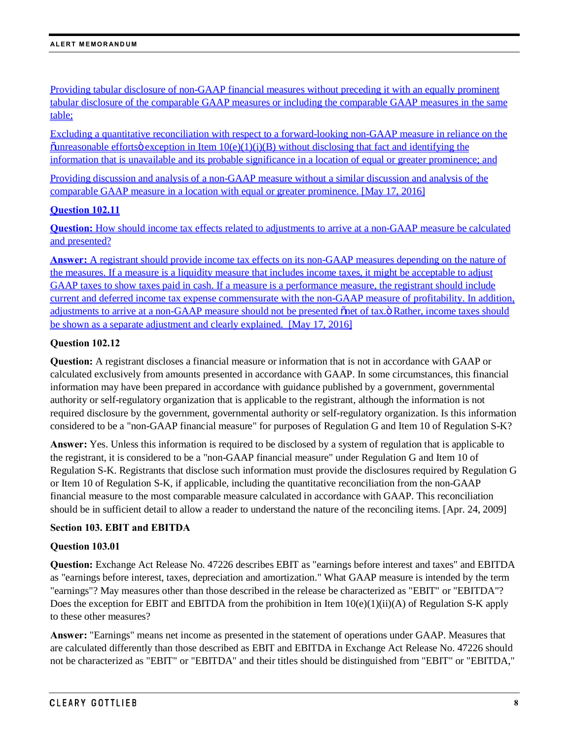Providing tabular disclosure of non-GAAP financial measures without preceding it with an equally prominent tabular disclosure of the comparable GAAP measures or including the comparable GAAP measures in the same table;

Excluding a quantitative reconciliation with respect to a forward-looking non-GAAP measure in reliance on the "unreasonable efforts" exception in Item 10(e)(1)(i)(B) without disclosing that fact and identifying the information that is unavailable and its probable significance in a location of equal or greater prominence; and

Providing discussion and analysis of a non-GAAP measure without a similar discussion and analysis of the comparable GAAP measure in a location with equal or greater prominence. [May 17, 2016]

**Question 102.11**

**Question:** How should income tax effects related to adjustments to arrive at a non-GAAP measure be calculated and presented?

**Answer:** A registrant should provide income tax effects on its non-GAAP measures depending on the nature of the measures. If a measure is a liquidity measure that includes income taxes, it might be acceptable to adjust GAAP taxes to show taxes paid in cash. If a measure is a performance measure, the registrant should include current and deferred income tax expense commensurate with the non-GAAP measure of profitability. In addition, adjustments to arrive at a non-GAAP measure should not be presented "net of tax." Rather, income taxes should be shown as a separate adjustment and clearly explained. [May 17, 2016]

**Question 102.12**

**Question:** A registrant discloses a financial measure or information that is not in accordance with GAAP or calculated exclusively from amounts presented in accordance with GAAP. In some circumstances, this financial information may have been prepared in accordance with guidance published by a government, governmental authority or self-regulatory organization that is applicable to the registrant, although the information is not required disclosure by the government, governmental authority or self-regulatory organization. Is this information considered to be a "non-GAAP financial measure" for purposes of Regulation G and Item 10 of Regulation S-K?

**Answer:** Yes. Unless this information is required to be disclosed by a system of regulation that is applicable to the registrant, it is considered to be a "non-GAAP financial measure" under Regulation G and Item 10 of Regulation S-K. Registrants that disclose such information must provide the disclosures required by Regulation G or Item 10 of Regulation S-K, if applicable, including the quantitative reconciliation from the non-GAAP financial measure to the most comparable measure calculated in accordance with GAAP. This reconciliation should be in sufficient detail to allow a reader to understand the nature of the reconciling items. [Apr. 24, 2009]

**Section 103. EBIT and EBITDA**

**Question 103.01**

**Question:** Exchange Act Release No. 47226 describes EBIT as "earnings before interest and taxes" and EBITDA as "earnings before interest, taxes, depreciation and amortization." What GAAP measure is intended by the term "earnings"? May measures other than those described in the release be characterized as "EBIT" or "EBITDA"? Does the exception for EBIT and EBITDA from the prohibition in Item 10(e)(1)(ii)(A) of Regulation S-K apply to these other measures?

**Answer:** "Earnings" means net income as presented in the statement of operations under GAAP. Measures that are calculated differently than those described as EBIT and EBITDA in Exchange Act Release No. 47226 should not be characterized as "EBIT" or "EBITDA" and their titles should be distinguished from "EBIT" or "EBITDA,"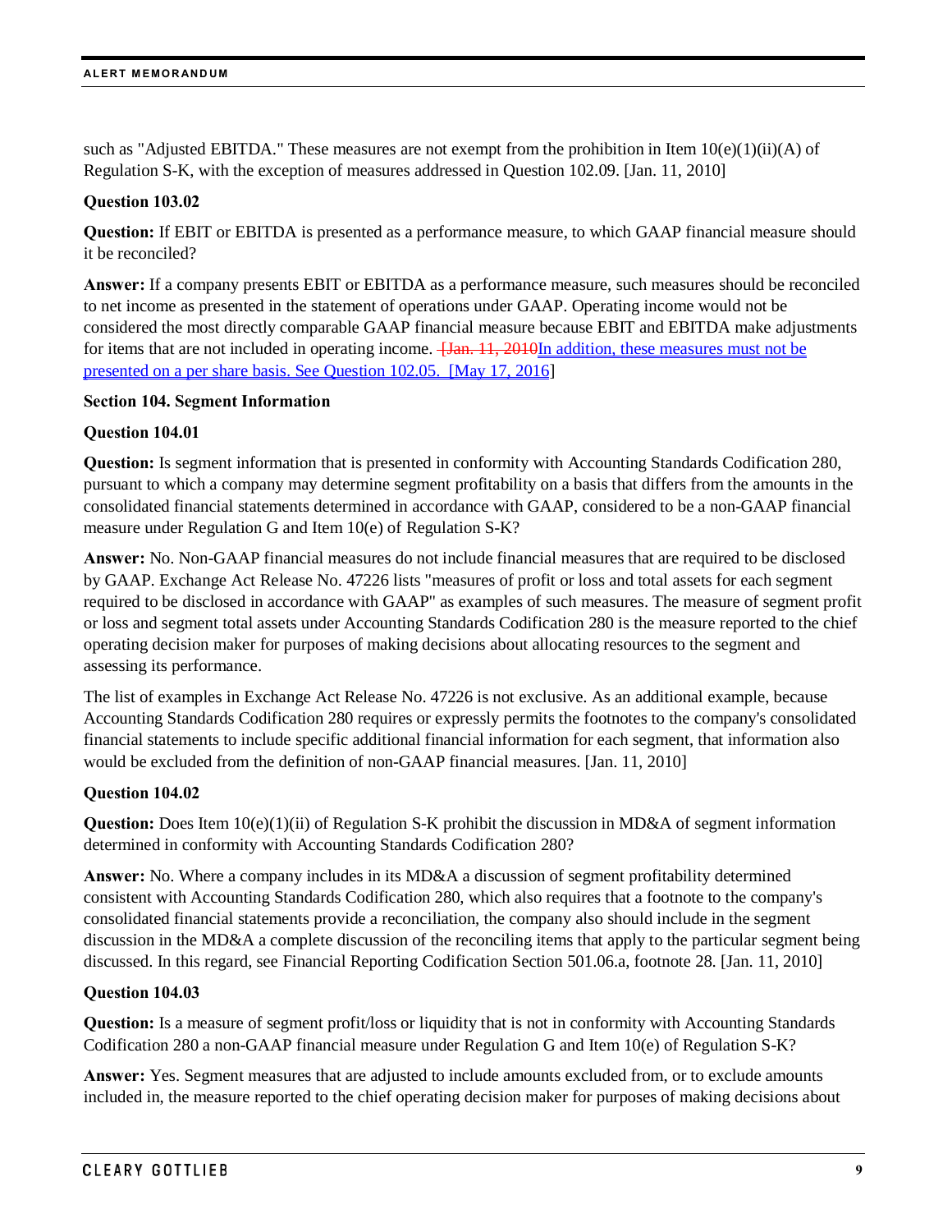such as "Adjusted EBITDA." These measures are not exempt from the prohibition in Item 10(e)(1)(ii)(A) of Regulation S-K, with the exception of measures addressed in Question 102.09. [Jan. 11, 2010]

**Question 103.02**

**Question:** If EBIT or EBITDA is presented as a performance measure, to which GAAP financial measure should it be reconciled?

**Answer:** If a company presents EBIT or EBITDA as a performance measure, such measures should be reconciled to net income as presented in the statement of operations under GAAP. Operating income would not be considered the most directly comparable GAAP financial measure because EBIT and EBITDA make adjustments for items that are not included in operating income. ~~[Jan. 11, 2010~~In addition, these measures must not be presented on a per share basis. See Question 102.05. [May 17, 2016]

**Section 104. Segment Information**

**Question 104.01**

**Question:** Is segment information that is presented in conformity with Accounting Standards Codification 280, pursuant to which a company may determine segment profitability on a basis that differs from the amounts in the consolidated financial statements determined in accordance with GAAP, considered to be a non-GAAP financial measure under Regulation G and Item 10(e) of Regulation S-K?

**Answer:** No. Non-GAAP financial measures do not include financial measures that are required to be disclosed by GAAP. Exchange Act Release No. 47226 lists "measures of profit or loss and total assets for each segment required to be disclosed in accordance with GAAP" as examples of such measures. The measure of segment profit or loss and segment total assets under Accounting Standards Codification 280 is the measure reported to the chief operating decision maker for purposes of making decisions about allocating resources to the segment and assessing its performance.

The list of examples in Exchange Act Release No. 47226 is not exclusive. As an additional example, because Accounting Standards Codification 280 requires or expressly permits the footnotes to the company's consolidated financial statements to include specific additional financial information for each segment, that information also would be excluded from the definition of non-GAAP financial measures. [Jan. 11, 2010]

**Question 104.02**

**Question:** Does Item 10(e)(1)(ii) of Regulation S-K prohibit the discussion in MD&A of segment information determined in conformity with Accounting Standards Codification 280?

**Answer:** No. Where a company includes in its MD&A a discussion of segment profitability determined consistent with Accounting Standards Codification 280, which also requires that a footnote to the company's consolidated financial statements provide a reconciliation, the company also should include in the segment discussion in the MD&A a complete discussion of the reconciling items that apply to the particular segment being discussed. In this regard, see Financial Reporting Codification Section 501.06.a, footnote 28. [Jan. 11, 2010]

**Question 104.03**

**Question:** Is a measure of segment profit/loss or liquidity that is not in conformity with Accounting Standards Codification 280 a non-GAAP financial measure under Regulation G and Item 10(e) of Regulation S-K?

**Answer:** Yes. Segment measures that are adjusted to include amounts excluded from, or to exclude amounts included in, the measure reported to the chief operating decision maker for purposes of making decisions about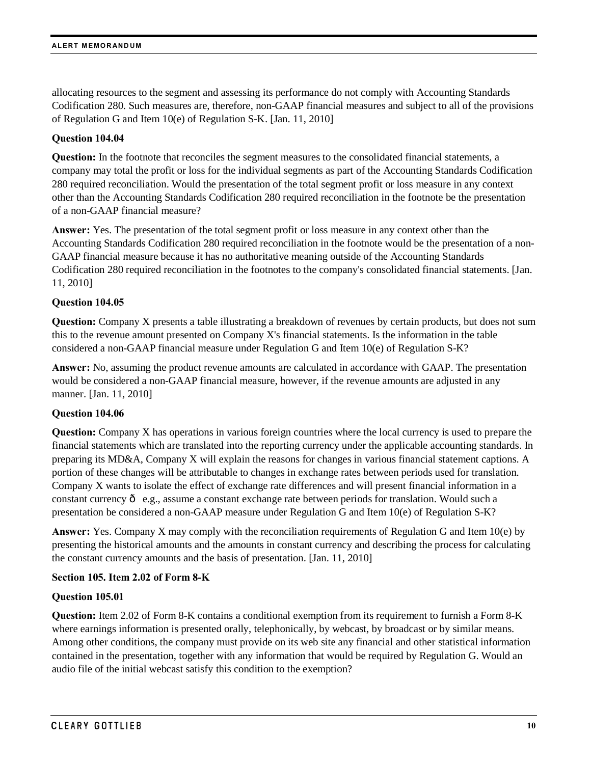allocating resources to the segment and assessing its performance do not comply with Accounting Standards Codification 280. Such measures are, therefore, non-GAAP financial measures and subject to all of the provisions of Regulation G and Item 10(e) of Regulation S-K. [Jan. 11, 2010]

**Question 104.04**

**Question:** In the footnote that reconciles the segment measures to the consolidated financial statements, a company may total the profit or loss for the individual segments as part of the Accounting Standards Codification 280 required reconciliation. Would the presentation of the total segment profit or loss measure in any context other than the Accounting Standards Codification 280 required reconciliation in the footnote be the presentation of a non-GAAP financial measure?

**Answer:** Yes. The presentation of the total segment profit or loss measure in any context other than the Accounting Standards Codification 280 required reconciliation in the footnote would be the presentation of a non-GAAP financial measure because it has no authoritative meaning outside of the Accounting Standards Codification 280 required reconciliation in the footnotes to the company's consolidated financial statements. [Jan. 11, 2010]

**Question 104.05**

**Question:** Company X presents a table illustrating a breakdown of revenues by certain products, but does not sum this to the revenue amount presented on Company X's financial statements. Is the information in the table considered a non-GAAP financial measure under Regulation G and Item 10(e) of Regulation S-K?

**Answer:** No, assuming the product revenue amounts are calculated in accordance with GAAP. The presentation would be considered a non-GAAP financial measure, however, if the revenue amounts are adjusted in any manner. [Jan. 11, 2010]

**Question 104.06**

**Question:** Company X has operations in various foreign countries where the local currency is used to prepare the financial statements which are translated into the reporting currency under the applicable accounting standards. In preparing its MD&A, Company X will explain the reasons for changes in various financial statement captions. A portion of these changes will be attributable to changes in exchange rates between periods used for translation. Company X wants to isolate the effect of exchange rate differences and will present financial information in a constant currency ð e.g., assume a constant exchange rate between periods for translation. Would such a presentation be considered a non-GAAP measure under Regulation G and Item 10(e) of Regulation S-K?

**Answer:** Yes. Company X may comply with the reconciliation requirements of Regulation G and Item 10(e) by presenting the historical amounts and the amounts in constant currency and describing the process for calculating the constant currency amounts and the basis of presentation. [Jan. 11, 2010]

**Section 105. Item 2.02 of Form 8-K**

**Question 105.01**

**Question:** Item 2.02 of Form 8-K contains a conditional exemption from its requirement to furnish a Form 8-K where earnings information is presented orally, telephonically, by webcast, by broadcast or by similar means. Among other conditions, the company must provide on its web site any financial and other statistical information contained in the presentation, together with any information that would be required by Regulation G. Would an audio file of the initial webcast satisfy this condition to the exemption?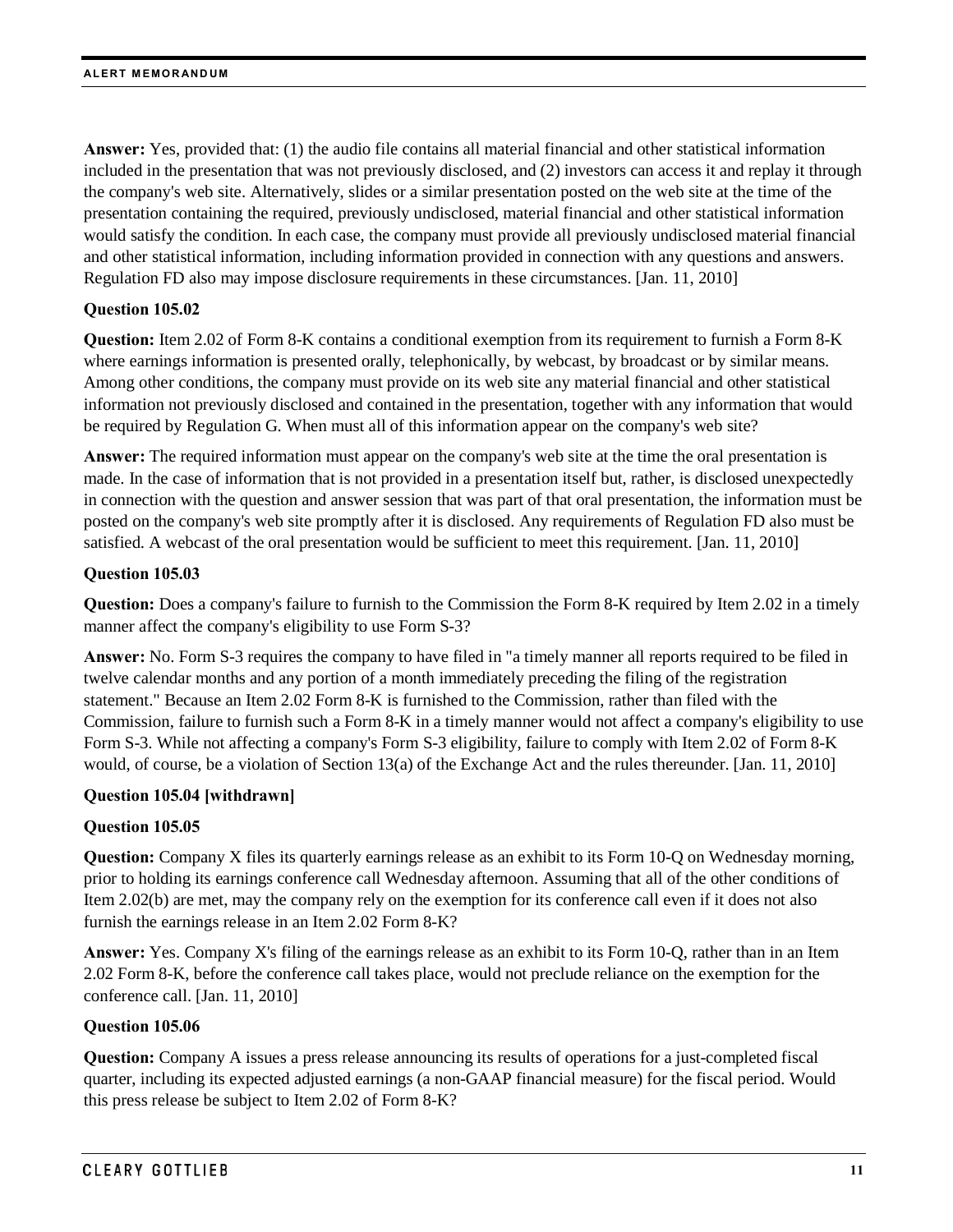**Answer:** Yes, provided that: (1) the audio file contains all material financial and other statistical information included in the presentation that was not previously disclosed, and (2) investors can access it and replay it through the company's web site. Alternatively, slides or a similar presentation posted on the web site at the time of the presentation containing the required, previously undisclosed, material financial and other statistical information would satisfy the condition. In each case, the company must provide all previously undisclosed material financial and other statistical information, including information provided in connection with any questions and answers. Regulation FD also may impose disclosure requirements in these circumstances. [Jan. 11, 2010]

**Question 105.02**

**Question:** Item 2.02 of Form 8-K contains a conditional exemption from its requirement to furnish a Form 8-K where earnings information is presented orally, telephonically, by webcast, by broadcast or by similar means. Among other conditions, the company must provide on its web site any material financial and other statistical information not previously disclosed and contained in the presentation, together with any information that would be required by Regulation G. When must all of this information appear on the company's web site?

**Answer:** The required information must appear on the company's web site at the time the oral presentation is made. In the case of information that is not provided in a presentation itself but, rather, is disclosed unexpectedly in connection with the question and answer session that was part of that oral presentation, the information must be posted on the company's web site promptly after it is disclosed. Any requirements of Regulation FD also must be satisfied. A webcast of the oral presentation would be sufficient to meet this requirement. [Jan. 11, 2010]

**Question 105.03**

**Question:** Does a company's failure to furnish to the Commission the Form 8-K required by Item 2.02 in a timely manner affect the company's eligibility to use Form S-3?

**Answer:** No. Form S-3 requires the company to have filed in "a timely manner all reports required to be filed in twelve calendar months and any portion of a month immediately preceding the filing of the registration statement." Because an Item 2.02 Form 8-K is furnished to the Commission, rather than filed with the Commission, failure to furnish such a Form 8-K in a timely manner would not affect a company's eligibility to use Form S-3. While not affecting a company's Form S-3 eligibility, failure to comply with Item 2.02 of Form 8-K would, of course, be a violation of Section 13(a) of the Exchange Act and the rules thereunder. [Jan. 11, 2010]

**Question 105.04 [withdrawn]**

**Question 105.05**

**Question:** Company X files its quarterly earnings release as an exhibit to its Form 10-Q on Wednesday morning, prior to holding its earnings conference call Wednesday afternoon. Assuming that all of the other conditions of Item 2.02(b) are met, may the company rely on the exemption for its conference call even if it does not also furnish the earnings release in an Item 2.02 Form 8-K?

**Answer:** Yes. Company X's filing of the earnings release as an exhibit to its Form 10-Q, rather than in an Item 2.02 Form 8-K, before the conference call takes place, would not preclude reliance on the exemption for the conference call. [Jan. 11, 2010]

**Question 105.06**

**Question:** Company A issues a press release announcing its results of operations for a just-completed fiscal quarter, including its expected adjusted earnings (a non-GAAP financial measure) for the fiscal period. Would this press release be subject to Item 2.02 of Form 8-K?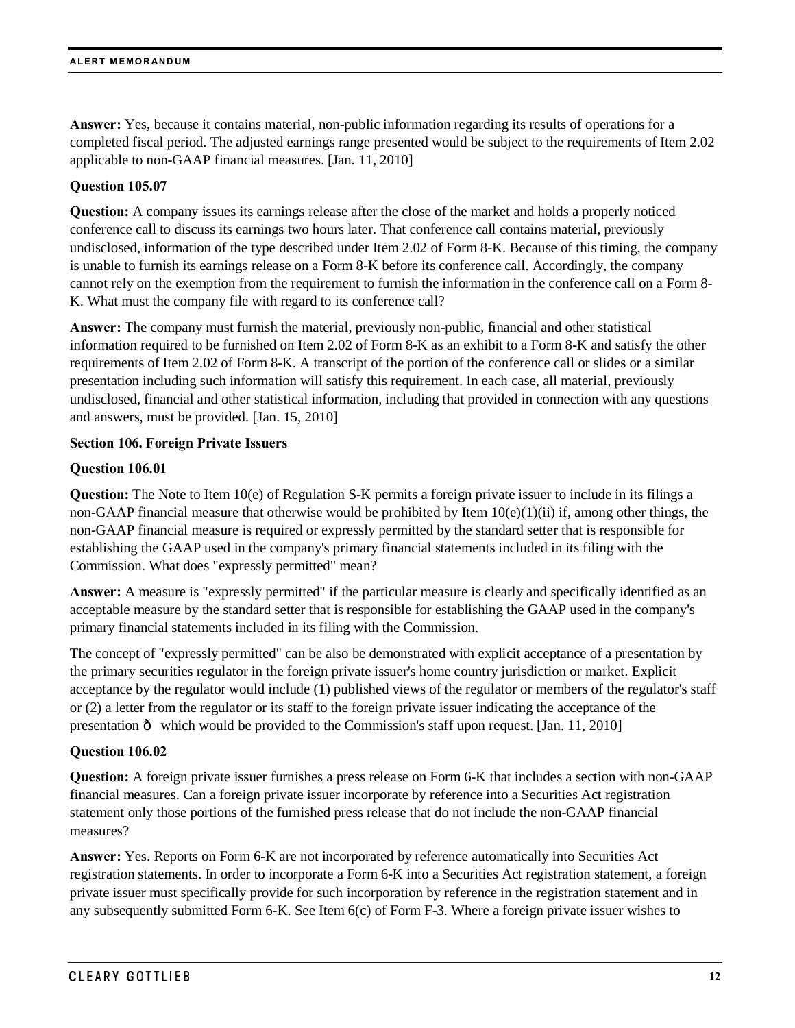**Answer:** Yes, because it contains material, non-public information regarding its results of operations for a completed fiscal period. The adjusted earnings range presented would be subject to the requirements of Item 2.02 applicable to non-GAAP financial measures. [Jan. 11, 2010]

**Question 105.07**

**Question:** A company issues its earnings release after the close of the market and holds a properly noticed conference call to discuss its earnings two hours later. That conference call contains material, previously undisclosed, information of the type described under Item 2.02 of Form 8-K. Because of this timing, the company is unable to furnish its earnings release on a Form 8-K before its conference call. Accordingly, the company cannot rely on the exemption from the requirement to furnish the information in the conference call on a Form 8-K. What must the company file with regard to its conference call?

**Answer:** The company must furnish the material, previously non-public, financial and other statistical information required to be furnished on Item 2.02 of Form 8-K as an exhibit to a Form 8-K and satisfy the other requirements of Item 2.02 of Form 8-K. A transcript of the portion of the conference call or slides or a similar presentation including such information will satisfy this requirement. In each case, all material, previously undisclosed, financial and other statistical information, including that provided in connection with any questions and answers, must be provided. [Jan. 15, 2010]

**Section 106. Foreign Private Issuers**

**Question 106.01**

**Question:** The Note to Item 10(e) of Regulation S-K permits a foreign private issuer to include in its filings a non-GAAP financial measure that otherwise would be prohibited by Item 10(e)(1)(ii) if, among other things, the non-GAAP financial measure is required or expressly permitted by the standard setter that is responsible for establishing the GAAP used in the company's primary financial statements included in its filing with the Commission. What does "expressly permitted" mean?

**Answer:** A measure is "expressly permitted" if the particular measure is clearly and specifically identified as an acceptable measure by the standard setter that is responsible for establishing the GAAP used in the company's primary financial statements included in its filing with the Commission.

The concept of "expressly permitted" can be also be demonstrated with explicit acceptance of a presentation by the primary securities regulator in the foreign private issuer's home country jurisdiction or market. Explicit acceptance by the regulator would include (1) published views of the regulator or members of the regulator's staff or (2) a letter from the regulator or its staff to the foreign private issuer indicating the acceptance of the presentation ð which would be provided to the Commission's staff upon request. [Jan. 11, 2010]

**Question 106.02**

**Question:** A foreign private issuer furnishes a press release on Form 6-K that includes a section with non-GAAP financial measures. Can a foreign private issuer incorporate by reference into a Securities Act registration statement only those portions of the furnished press release that do not include the non-GAAP financial measures?

**Answer:** Yes. Reports on Form 6-K are not incorporated by reference automatically into Securities Act registration statements. In order to incorporate a Form 6-K into a Securities Act registration statement, a foreign private issuer must specifically provide for such incorporation by reference in the registration statement and in any subsequently submitted Form 6-K. See Item 6(c) of Form F-3. Where a foreign private issuer wishes to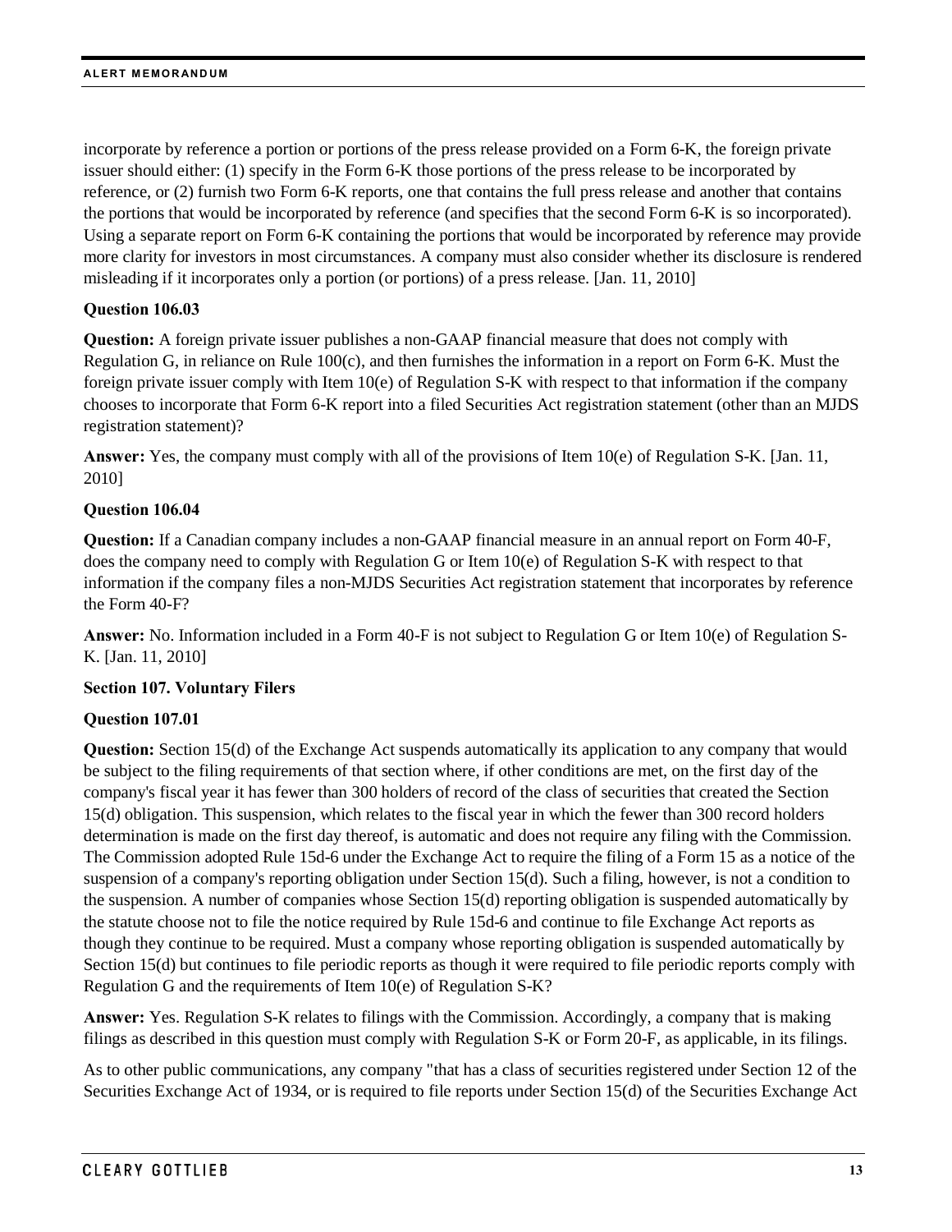incorporate by reference a portion or portions of the press release provided on a Form 6-K, the foreign private issuer should either: (1) specify in the Form 6-K those portions of the press release to be incorporated by reference, or (2) furnish two Form 6-K reports, one that contains the full press release and another that contains the portions that would be incorporated by reference (and specifies that the second Form 6-K is so incorporated). Using a separate report on Form 6-K containing the portions that would be incorporated by reference may provide more clarity for investors in most circumstances. A company must also consider whether its disclosure is rendered misleading if it incorporates only a portion (or portions) of a press release. [Jan. 11, 2010]

**Question 106.03**

**Question:** A foreign private issuer publishes a non-GAAP financial measure that does not comply with Regulation G, in reliance on Rule 100(c), and then furnishes the information in a report on Form 6-K. Must the foreign private issuer comply with Item 10(e) of Regulation S-K with respect to that information if the company chooses to incorporate that Form 6-K report into a filed Securities Act registration statement (other than an MJDS registration statement)?

**Answer:** Yes, the company must comply with all of the provisions of Item 10(e) of Regulation S-K. [Jan. 11, 2010]

**Question 106.04**

**Question:** If a Canadian company includes a non-GAAP financial measure in an annual report on Form 40-F, does the company need to comply with Regulation G or Item 10(e) of Regulation S-K with respect to that information if the company files a non-MJDS Securities Act registration statement that incorporates by reference the Form 40-F?

**Answer:** No. Information included in a Form 40-F is not subject to Regulation G or Item 10(e) of Regulation S-K. [Jan. 11, 2010]

**Section 107. Voluntary Filers**

**Question 107.01**

**Question:** Section 15(d) of the Exchange Act suspends automatically its application to any company that would be subject to the filing requirements of that section where, if other conditions are met, on the first day of the company's fiscal year it has fewer than 300 holders of record of the class of securities that created the Section 15(d) obligation. This suspension, which relates to the fiscal year in which the fewer than 300 record holders determination is made on the first day thereof, is automatic and does not require any filing with the Commission. The Commission adopted Rule 15d-6 under the Exchange Act to require the filing of a Form 15 as a notice of the suspension of a company's reporting obligation under Section 15(d). Such a filing, however, is not a condition to the suspension. A number of companies whose Section 15(d) reporting obligation is suspended automatically by the statute choose not to file the notice required by Rule 15d-6 and continue to file Exchange Act reports as though they continue to be required. Must a company whose reporting obligation is suspended automatically by Section 15(d) but continues to file periodic reports as though it were required to file periodic reports comply with Regulation G and the requirements of Item 10(e) of Regulation S-K?

**Answer:** Yes. Regulation S-K relates to filings with the Commission. Accordingly, a company that is making filings as described in this question must comply with Regulation S-K or Form 20-F, as applicable, in its filings.

As to other public communications, any company "that has a class of securities registered under Section 12 of the Securities Exchange Act of 1934, or is required to file reports under Section 15(d) of the Securities Exchange Act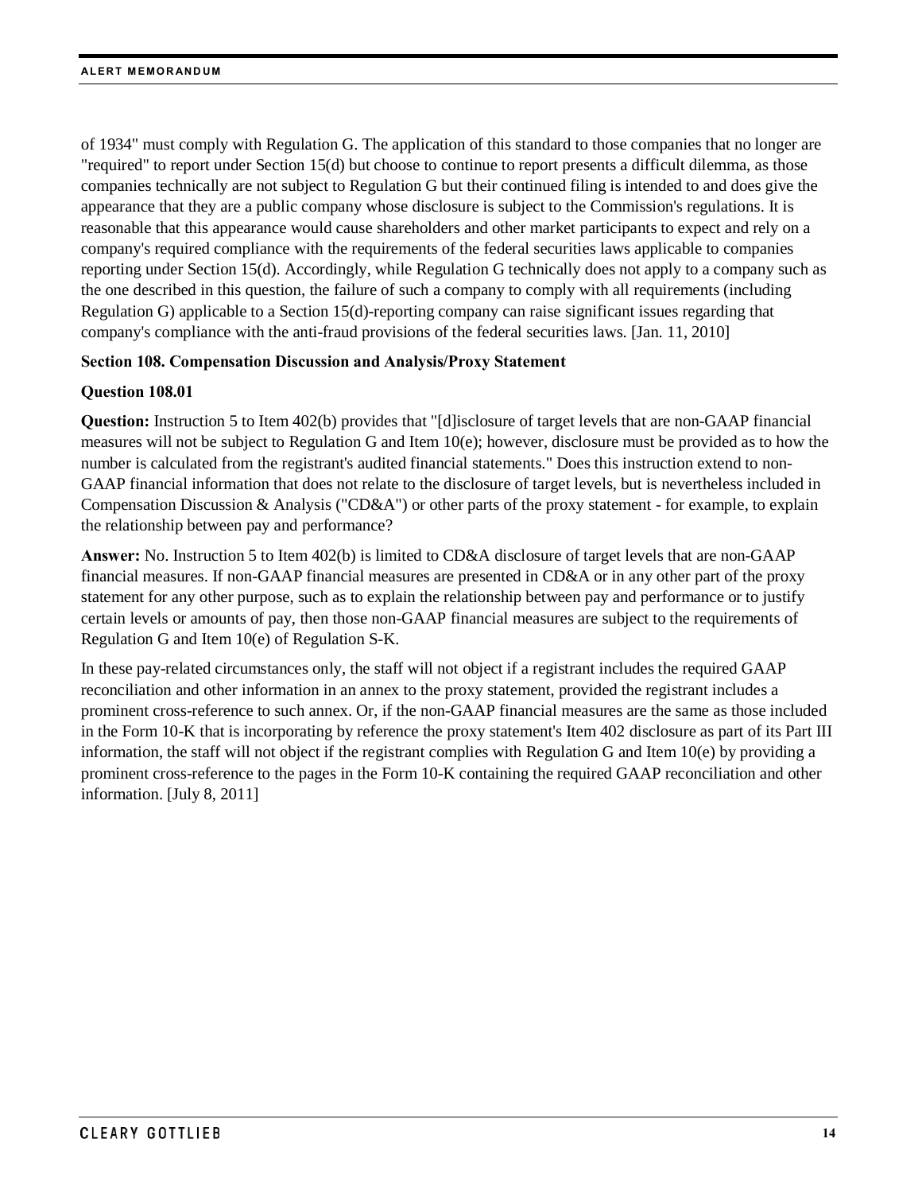of 1934" must comply with Regulation G. The application of this standard to those companies that no longer are "required" to report under Section 15(d) but choose to continue to report presents a difficult dilemma, as those companies technically are not subject to Regulation G but their continued filing is intended to and does give the appearance that they are a public company whose disclosure is subject to the Commission's regulations. It is reasonable that this appearance would cause shareholders and other market participants to expect and rely on a company's required compliance with the requirements of the federal securities laws applicable to companies reporting under Section 15(d). Accordingly, while Regulation G technically does not apply to a company such as the one described in this question, the failure of such a company to comply with all requirements (including Regulation G) applicable to a Section 15(d)-reporting company can raise significant issues regarding that company's compliance with the anti-fraud provisions of the federal securities laws. [Jan. 11, 2010]

**Section 108. Compensation Discussion and Analysis/Proxy Statement**

**Question 108.01**

**Question:** Instruction 5 to Item 402(b) provides that "[d]isclosure of target levels that are non-GAAP financial measures will not be subject to Regulation G and Item 10(e); however, disclosure must be provided as to how the number is calculated from the registrant's audited financial statements." Does this instruction extend to non-GAAP financial information that does not relate to the disclosure of target levels, but is nevertheless included in Compensation Discussion & Analysis ("CD&A") or other parts of the proxy statement - for example, to explain the relationship between pay and performance?

**Answer:** No. Instruction 5 to Item 402(b) is limited to CD&A disclosure of target levels that are non-GAAP financial measures. If non-GAAP financial measures are presented in CD&A or in any other part of the proxy statement for any other purpose, such as to explain the relationship between pay and performance or to justify certain levels or amounts of pay, then those non-GAAP financial measures are subject to the requirements of Regulation G and Item 10(e) of Regulation S-K.

In these pay-related circumstances only, the staff will not object if a registrant includes the required GAAP reconciliation and other information in an annex to the proxy statement, provided the registrant includes a prominent cross-reference to such annex. Or, if the non-GAAP financial measures are the same as those included in the Form 10-K that is incorporating by reference the proxy statement's Item 402 disclosure as part of its Part III information, the staff will not object if the registrant complies with Regulation G and Item 10(e) by providing a prominent cross-reference to the pages in the Form 10-K containing the required GAAP reconciliation and other information. [July 8, 2011]